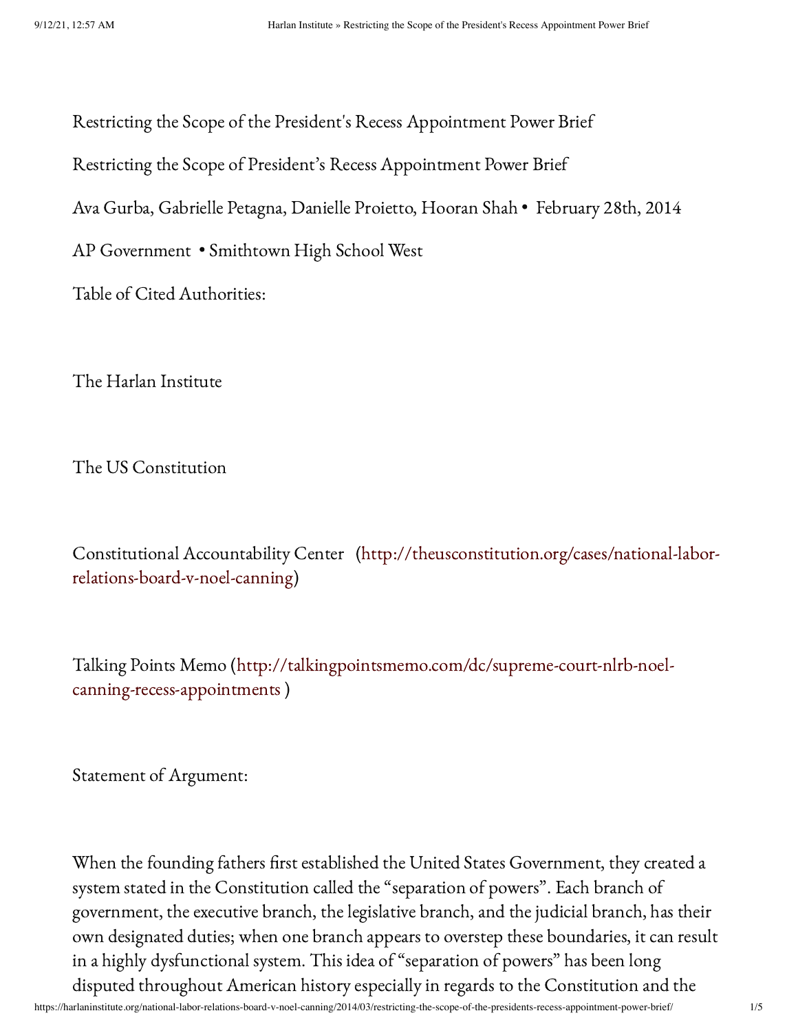# Restricting the Scope of the President's Recess Appointment Power Brief

## Restricting the Scope of President's Recess Appointment Power Brief

Ava Gurba, Gabrielle Petagna, Danielle Proietto, Hooran Shah • February 28th, 2014

AP Government • Smithtown High School West

Table of Cited Authorities:

The Harlan Institute

The US Constitution

Constitutional Accountability Center (http://theusconstitution.org/cases/national-labor-relations-board-v-noel-canning)

Talking Points Memo (http://talkingpointsmemo.com/dc/supreme-court-nlrb-noel-canning-recess-appointments )

Statement of Argument:

When the founding fathers first established the United States Government, they created a system stated in the Constitution called the "separation of powers". Each branch of government, the executive branch, the legislative branch, and the judicial branch, has their own designated duties; when one branch appears to overstep these boundaries, it can result in a highly dysfunctional system. This idea of "separation of powers" has been long disputed throughout American history especially in regards to the Constitution and the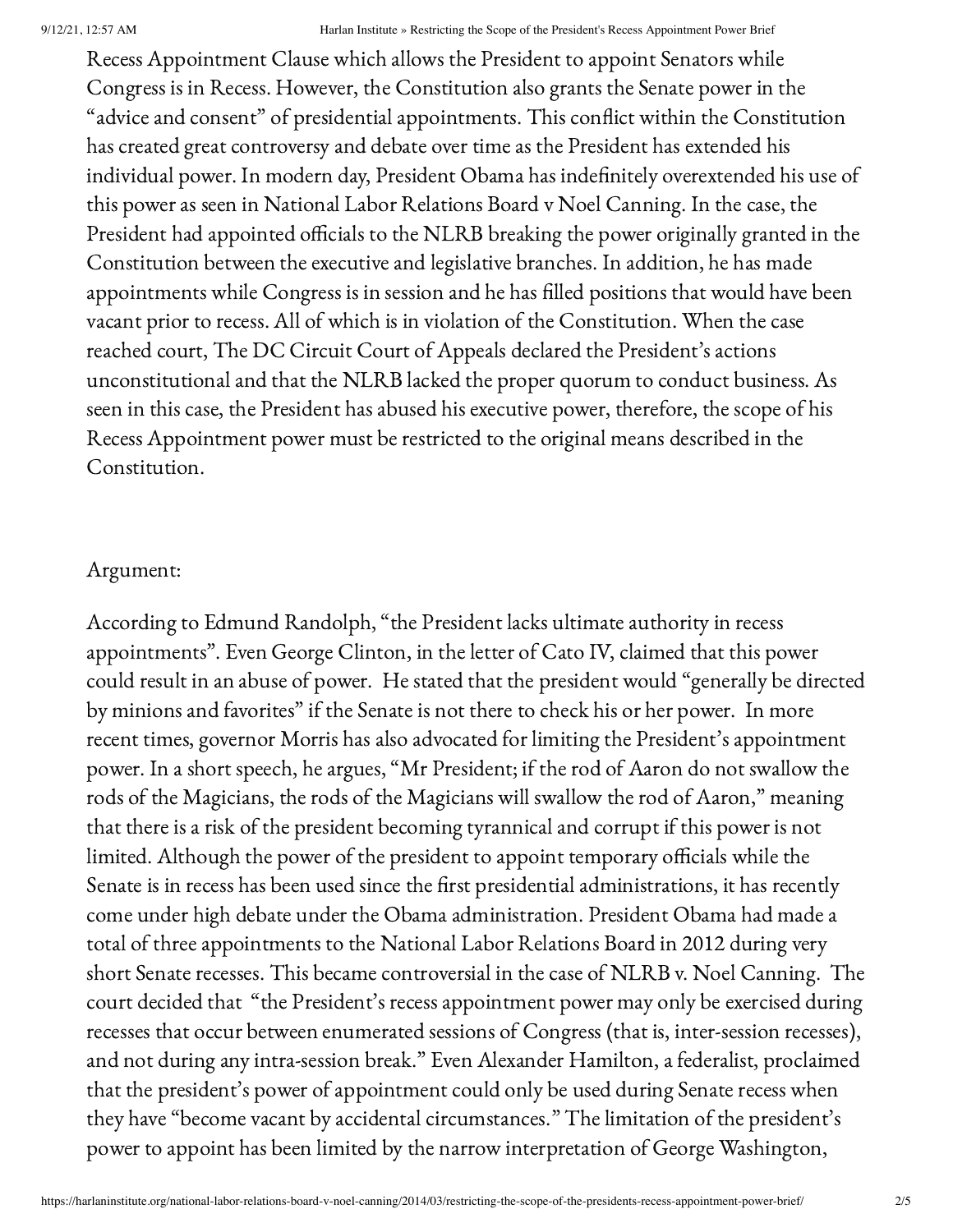Recess Appointment Clause which allows the President to appoint Senators while Congress is in Recess. However, the Constitution also grants the Senate power in the "advice and consent" of presidential appointments. This conflict within the Constitution has created great controversy and debate over time as the President has extended his individual power. In modern day, President Obama has indefinitely overextended his use of this power as seen in National Labor Relations Board v Noel Canning. In the case, the President had appointed officials to the NLRB breaking the power originally granted in the Constitution between the executive and legislative branches. In addition, he has made appointments while Congress is in session and he has filled positions that would have been vacant prior to recess. All of which is in violation of the Constitution. When the case reached court, The DC Circuit Court of Appeals declared the President's actions unconstitutional and that the NLRB lacked the proper quorum to conduct business. As seen in this case, the President has abused his executive power, therefore, the scope of his Recess Appointment power must be restricted to the original means described in the Constitution.

Argument:

According to Edmund Randolph, "the President lacks ultimate authority in recess appointments". Even George Clinton, in the letter of Cato IV, claimed that this power could result in an abuse of power. He stated that the president would "generally be directed by minions and favorites" if the Senate is not there to check his or her power. In more recent times, governor Morris has also advocated for limiting the President's appointment power. In a short speech, he argues, "Mr President; if the rod of Aaron do not swallow the rods of the Magicians, the rods of the Magicians will swallow the rod of Aaron," meaning that there is a risk of the president becoming tyrannical and corrupt if this power is not limited. Although the power of the president to appoint temporary officials while the Senate is in recess has been used since the first presidential administrations, it has recently come under high debate under the Obama administration. President Obama had made a total of three appointments to the National Labor Relations Board in 2012 during very short Senate recesses. This became controversial in the case of NLRB v. Noel Canning. The court decided that "the President's recess appointment power may only be exercised during recesses that occur between enumerated sessions of Congress (that is, inter-session recesses), and not during any intra-session break." Even Alexander Hamilton, a federalist, proclaimed that the president's power of appointment could only be used during Senate recess when they have "become vacant by accidental circumstances." The limitation of the president's power to appoint has been limited by the narrow interpretation of George Washington,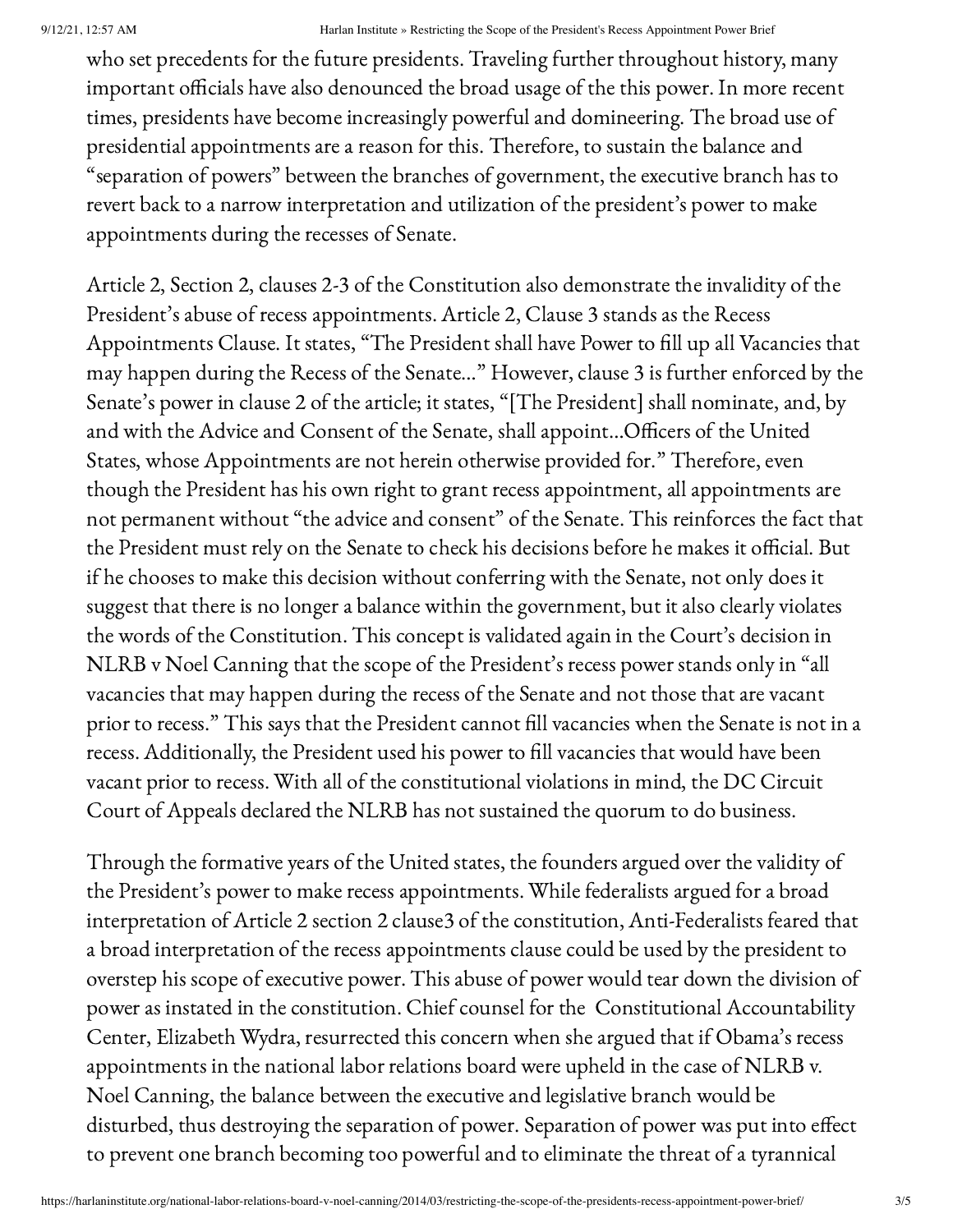who set precedents for the future presidents. Traveling further throughout history, many important officials have also denounced the broad usage of the this power. In more recent times, presidents have become increasingly powerful and domineering. The broad use of presidential appointments are a reason for this. Therefore, to sustain the balance and "separation of powers" between the branches of government, the executive branch has to revert back to a narrow interpretation and utilization of the president's power to make appointments during the recesses of Senate.

Article 2, Section 2, clauses 2-3 of the Constitution also demonstrate the invalidity of the President's abuse of recess appointments. Article 2, Clause 3 stands as the Recess Appointments Clause. It states, "The President shall have Power to fill up all Vacancies that may happen during the Recess of the Senate…" However, clause 3 is further enforced by the Senate's power in clause 2 of the article; it states, "[The President] shall nominate, and, by and with the Advice and Consent of the Senate, shall appoint…Officers of the United States, whose Appointments are not herein otherwise provided for." Therefore, even though the President has his own right to grant recess appointment, all appointments are not permanent without "the advice and consent" of the Senate. This reinforces the fact that the President must rely on the Senate to check his decisions before he makes it official. But if he chooses to make this decision without conferring with the Senate, not only does it suggest that there is no longer a balance within the government, but it also clearly violates the words of the Constitution. This concept is validated again in the Court's decision in NLRB v Noel Canning that the scope of the President's recess power stands only in "all vacancies that may happen during the recess of the Senate and not those that are vacant prior to recess." This says that the President cannot fill vacancies when the Senate is not in a recess. Additionally, the President used his power to fill vacancies that would have been vacant prior to recess. With all of the constitutional violations in mind, the DC Circuit Court of Appeals declared the NLRB has not sustained the quorum to do business.

Through the formative years of the United states, the founders argued over the validity of the President's power to make recess appointments. While federalists argued for a broad interpretation of Article 2 section 2 clause3 of the constitution, Anti-Federalists feared that a broad interpretation of the recess appointments clause could be used by the president to overstep his scope of executive power. This abuse of power would tear down the division of power as instated in the constitution. Chief counsel for the Constitutional Accountability Center, Elizabeth Wydra, resurrected this concern when she argued that if Obama's recess appointments in the national labor relations board were upheld in the case of NLRB v. Noel Canning, the balance between the executive and legislative branch would be disturbed, thus destroying the separation of power. Separation of power was put into effect to prevent one branch becoming too powerful and to eliminate the threat of a tyrannical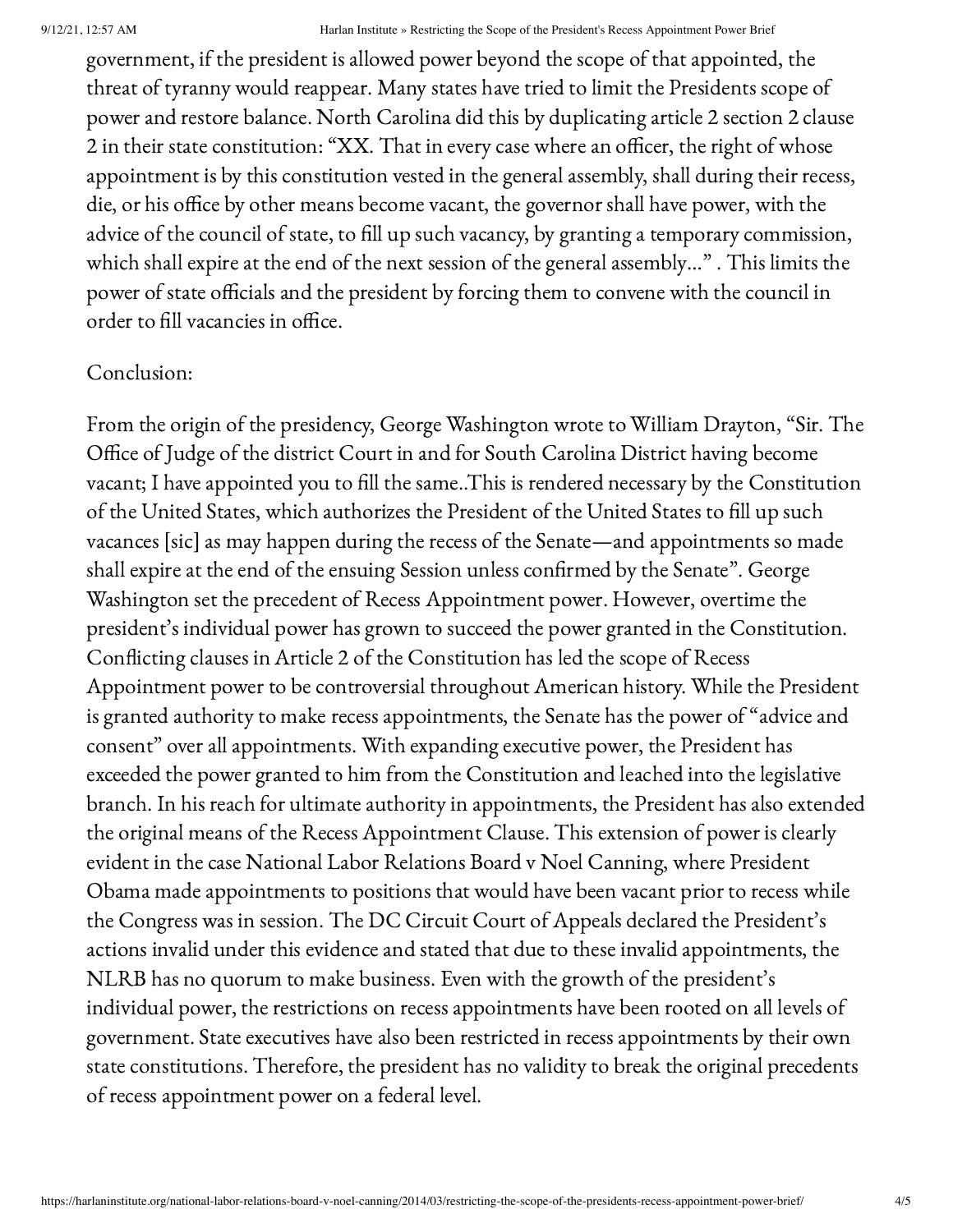government, if the president is allowed power beyond the scope of that appointed, the threat of tyranny would reappear. Many states have tried to limit the Presidents scope of power and restore balance. North Carolina did this by duplicating article 2 section 2 clause 2 in their state constitution: "XX. That in every case where an officer, the right of whose appointment is by this constitution vested in the general assembly, shall during their recess, die, or his office by other means become vacant, the governor shall have power, with the advice of the council of state, to fill up such vacancy, by granting a temporary commission, which shall expire at the end of the next session of the general assembly…" . This limits the power of state officials and the president by forcing them to convene with the council in order to fill vacancies in office.

Conclusion:

From the origin of the presidency, George Washington wrote to William Drayton, "Sir. The Office of Judge of the district Court in and for South Carolina District having become vacant; I have appointed you to fill the same..This is rendered necessary by the Constitution of the United States, which authorizes the President of the United States to fill up such vacances [sic] as may happen during the recess of the Senate—and appointments so made shall expire at the end of the ensuing Session unless confirmed by the Senate". George Washington set the precedent of Recess Appointment power. However, overtime the president's individual power has grown to succeed the power granted in the Constitution. Conflicting clauses in Article 2 of the Constitution has led the scope of Recess Appointment power to be controversial throughout American history. While the President is granted authority to make recess appointments, the Senate has the power of "advice and consent" over all appointments. With expanding executive power, the President has exceeded the power granted to him from the Constitution and leached into the legislative branch. In his reach for ultimate authority in appointments, the President has also extended the original means of the Recess Appointment Clause. This extension of power is clearly evident in the case National Labor Relations Board v Noel Canning, where President Obama made appointments to positions that would have been vacant prior to recess while the Congress was in session. The DC Circuit Court of Appeals declared the President's actions invalid under this evidence and stated that due to these invalid appointments, the NLRB has no quorum to make business. Even with the growth of the president's individual power, the restrictions on recess appointments have been rooted on all levels of government. State executives have also been restricted in recess appointments by their own state constitutions. Therefore, the president has no validity to break the original precedents of recess appointment power on a federal level.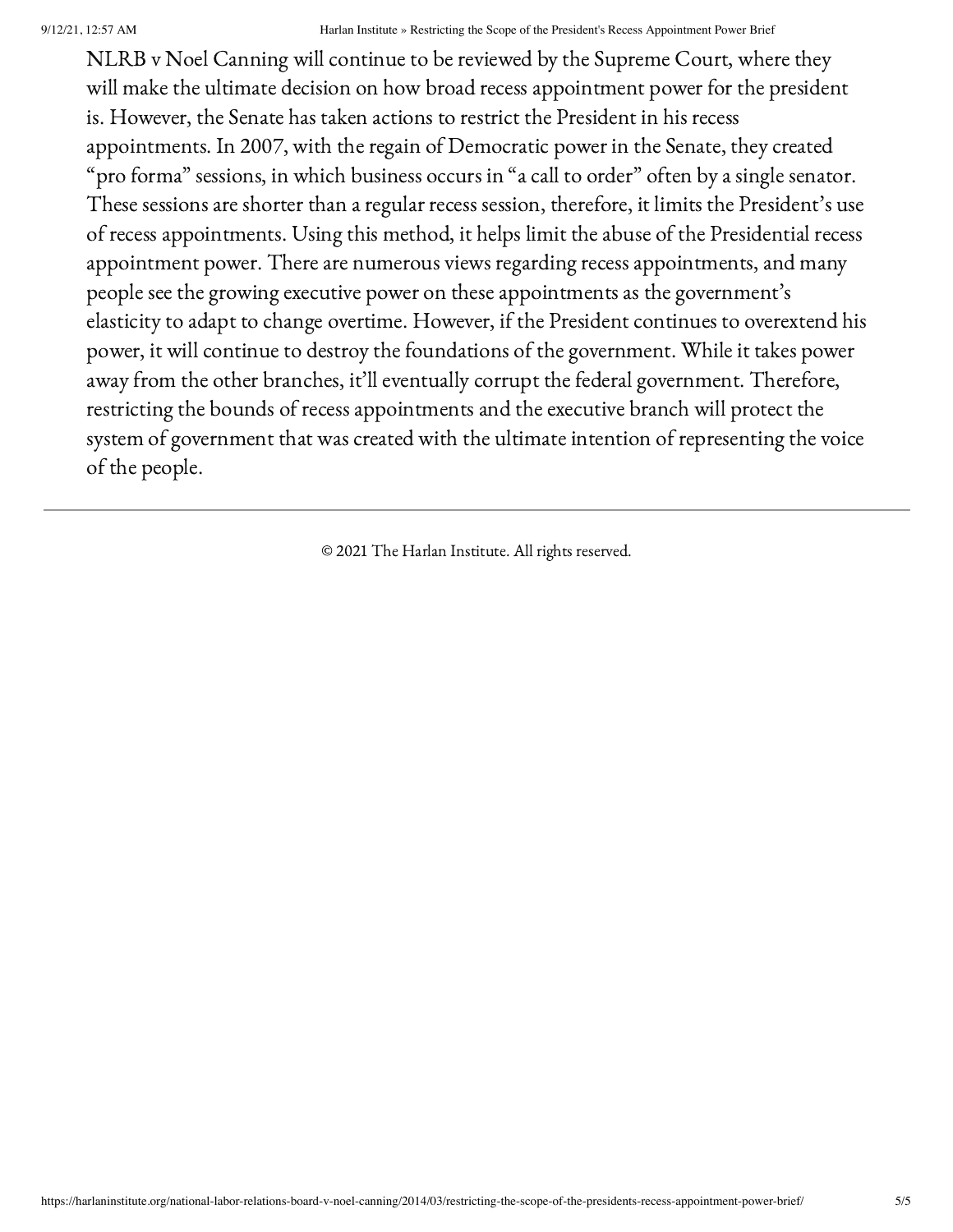NLRB v Noel Canning will continue to be reviewed by the Supreme Court, where they will make the ultimate decision on how broad recess appointment power for the president is. However, the Senate has taken actions to restrict the President in his recess appointments. In 2007, with the regain of Democratic power in the Senate, they created "pro forma" sessions, in which business occurs in "a call to order" often by a single senator. These sessions are shorter than a regular recess session, therefore, it limits the President's use of recess appointments. Using this method, it helps limit the abuse of the Presidential recess appointment power. There are numerous views regarding recess appointments, and many people see the growing executive power on these appointments as the government's elasticity to adapt to change overtime. However, if the President continues to overextend his power, it will continue to destroy the foundations of the government. While it takes power away from the other branches, it'll eventually corrupt the federal government. Therefore, restricting the bounds of recess appointments and the executive branch will protect the system of government that was created with the ultimate intention of representing the voice of the people.

---

© 2021 The Harlan Institute. All rights reserved.